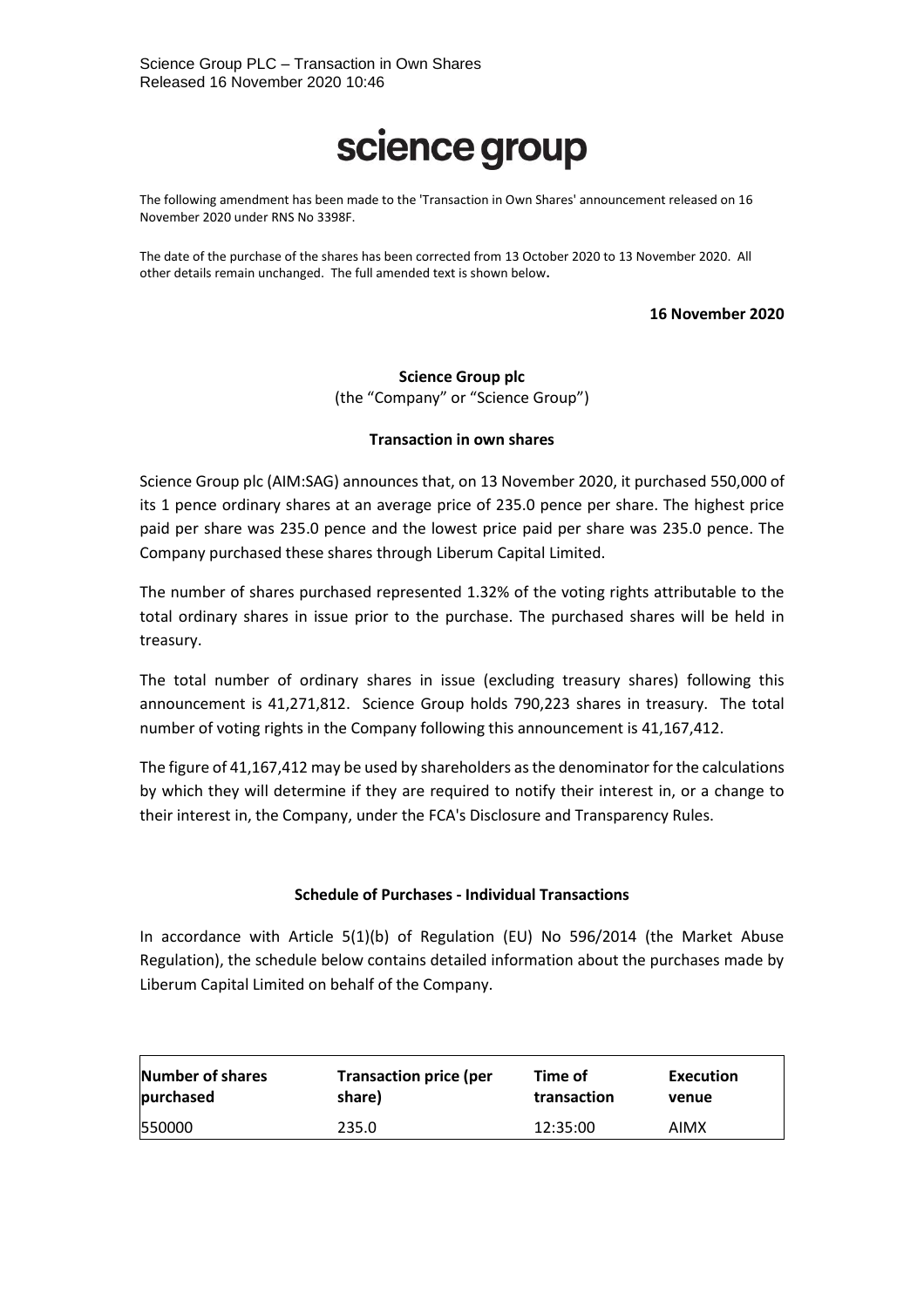Science Group PLC – Transaction in Own Shares
Released 16 November 2020 10:46

# science group

The following amendment has been made to the 'Transaction in Own Shares' announcement released on 16 November 2020 under RNS No 3398F.

The date of the purchase of the shares has been corrected from 13 October 2020 to 13 November 2020. All other details remain unchanged. The full amended text is shown below.

**16 November 2020**

**Science Group plc**
(the "Company" or "Science Group")

**Transaction in own shares**

Science Group plc (AIM:SAG) announces that, on 13 November 2020, it purchased 550,000 of its 1 pence ordinary shares at an average price of 235.0 pence per share. The highest price paid per share was 235.0 pence and the lowest price paid per share was 235.0 pence. The Company purchased these shares through Liberum Capital Limited.

The number of shares purchased represented 1.32% of the voting rights attributable to the total ordinary shares in issue prior to the purchase. The purchased shares will be held in treasury.

The total number of ordinary shares in issue (excluding treasury shares) following this announcement is 41,271,812. Science Group holds 790,223 shares in treasury. The total number of voting rights in the Company following this announcement is 41,167,412.

The figure of 41,167,412 may be used by shareholders as the denominator for the calculations by which they will determine if they are required to notify their interest in, or a change to their interest in, the Company, under the FCA's Disclosure and Transparency Rules.

**Schedule of Purchases - Individual Transactions**

In accordance with Article 5(1)(b) of Regulation (EU) No 596/2014 (the Market Abuse Regulation), the schedule below contains detailed information about the purchases made by Liberum Capital Limited on behalf of the Company.

| Number of shares purchased | Transaction price (per share) | Time of transaction | Execution venue |
|---|---|---|---|
| 550000 | 235.0 | 12:35:00 | AIMX |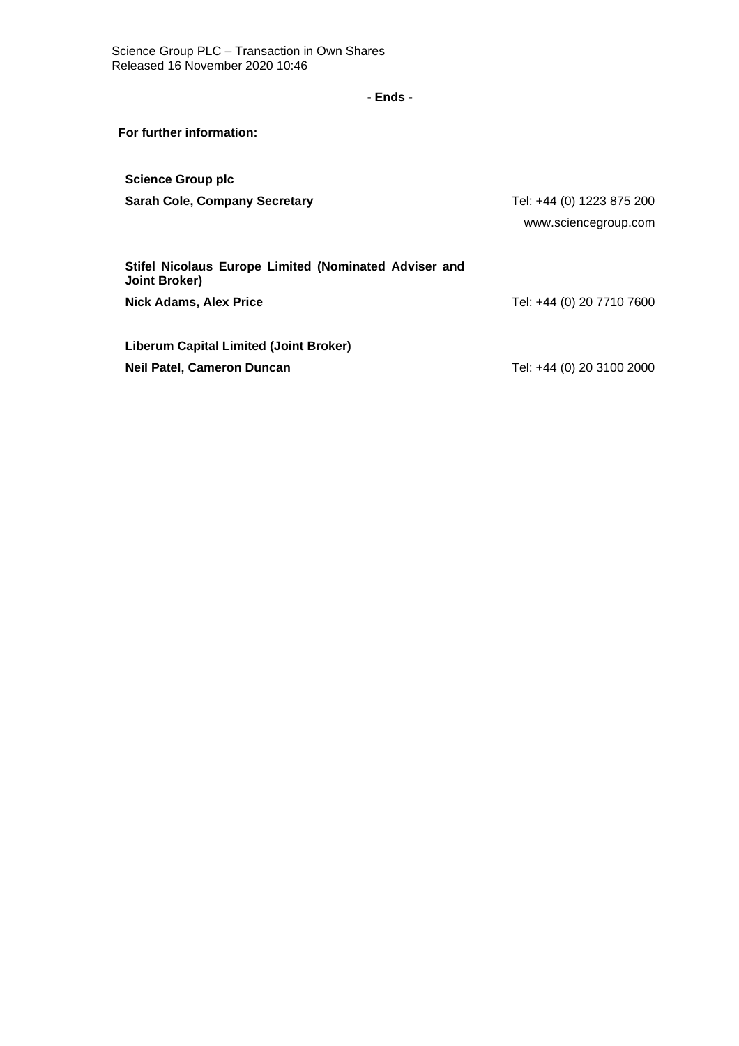**- Ends -**

**For further information:**

| | |
|---|---|
| **Science Group plc** | |
| **Sarah Cole, Company Secretary** | Tel: +44 (0) 1223 875 200 |
| | www.sciencegroup.com |
| **Stifel Nicolaus Europe Limited (Nominated Adviser and Joint Broker)** | |
| **Nick Adams, Alex Price** | Tel: +44 (0) 20 7710 7600 |
| **Liberum Capital Limited (Joint Broker)** | |
| **Neil Patel, Cameron Duncan** | Tel: +44 (0) 20 3100 2000 |